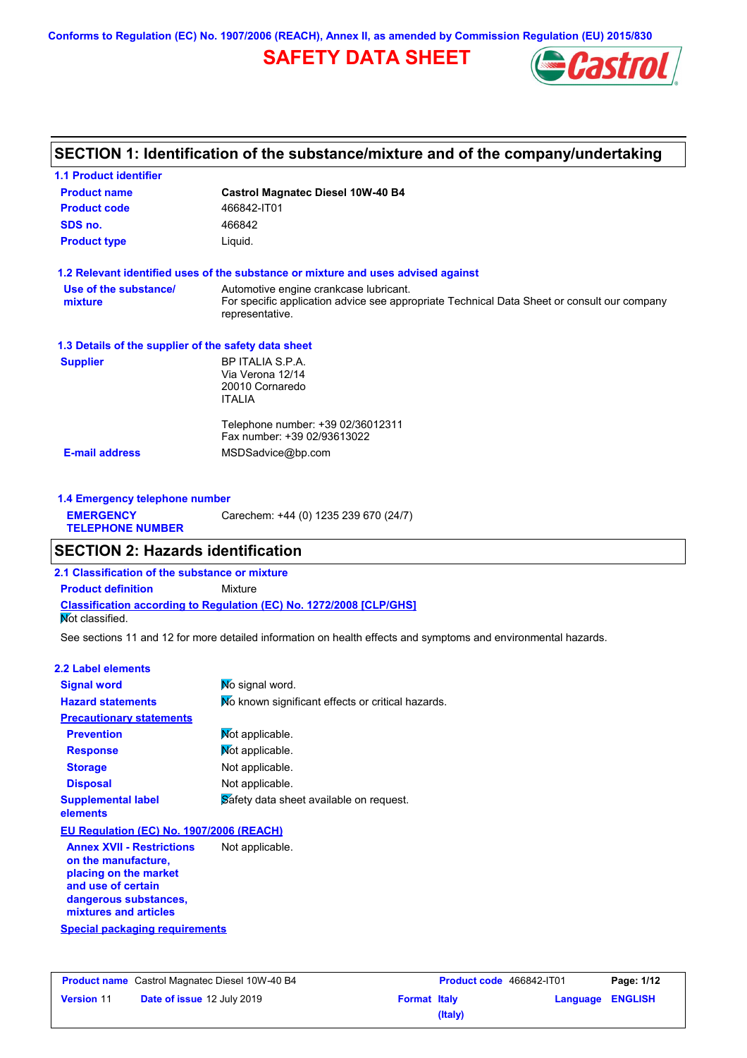Conforms to Regulation (EC) No. 1907/2006 (REACH), Annex II, as amended by Commission Regulation (EU) 2015/830

# SAFETY DATA SHEET

Castrol

## SECTION 1: Identification of the substance/mixture and of the company/undertaking

### 1.1 Product identifier

| | |
|---|---|
| **Product name** | **Castrol Magnatec Diesel 10W-40 B4** |
| **Product code** | 466842-IT01 |
| **SDS no.** | 466842 |
| **Product type** | Liquid. |

### 1.2 Relevant identified uses of the substance or mixture and uses advised against

| | |
|---|---|
| **Use of the substance/ mixture** | Automotive engine crankcase lubricant. For specific application advice see appropriate Technical Data Sheet or consult our company representative. |

### 1.3 Details of the supplier of the safety data sheet

| | |
|---|---|
| **Supplier** | BP ITALIA S.P.A. Via Verona 12/14 20010 Cornaredo ITALIA<br><br>Telephone number: +39 02/36012311 Fax number: +39 02/93613022 |
| **E-mail address** | MSDSadvice@bp.com |

### 1.4 Emergency telephone number

| | |
|---|---|
| **EMERGENCY TELEPHONE NUMBER** | Carechem: +44 (0) 1235 239 670 (24/7) |

## SECTION 2: Hazards identification

### 2.1 Classification of the substance or mixture

**Product definition** Mixture

**Classification according to Regulation (EC) No. 1272/2008 [CLP/GHS]**

Not classified.

See sections 11 and 12 for more detailed information on health effects and symptoms and environmental hazards.

### 2.2 Label elements

| | |
|---|---|
| **Signal word** | No signal word. |
| **Hazard statements** | No known significant effects or critical hazards. |
| **Precautionary statements** | |
| **Prevention** | Not applicable. |
| **Response** | Not applicable. |
| **Storage** | Not applicable. |
| **Disposal** | Not applicable. |
| **Supplemental label elements** | Safety data sheet available on request. |
| **EU Regulation (EC) No. 1907/2006 (REACH)** | |
| **Annex XVII - Restrictions on the manufacture, placing on the market and use of certain dangerous substances, mixtures and articles** | Not applicable. |

**Special packaging requirements**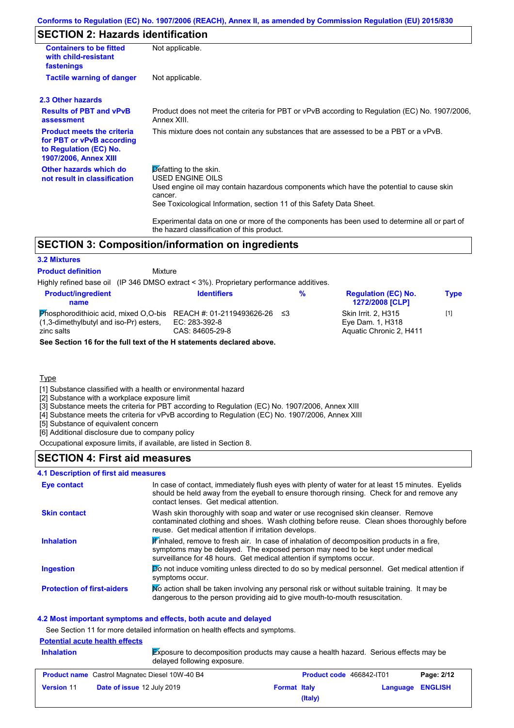## SECTION 2: Hazards identification

| | |
|---|---|
| **Containers to be fitted with child-resistant fastenings** | Not applicable. |
| **Tactile warning of danger** | Not applicable. |

### 2.3 Other hazards

| | |
|---|---|
| **Results of PBT and vPvB assessment** | Product does not meet the criteria for PBT or vPvB according to Regulation (EC) No. 1907/2006, Annex XIII. |
| **Product meets the criteria for PBT or vPvB according to Regulation (EC) No. 1907/2006, Annex XIII** | This mixture does not contain any substances that are assessed to be a PBT or a vPvB. |
| **Other hazards which do not result in classification** | Defatting to the skin.<br>USED ENGINE OILS<br>Used engine oil may contain hazardous components which have the potential to cause skin cancer.<br>See Toxicological Information, section 11 of this Safety Data Sheet.<br><br>Experimental data on one or more of the components has been used to determine all or part of the hazard classification of this product. |

## SECTION 3: Composition/information on ingredients

### 3.2 Mixtures

**Product definition** Mixture

Highly refined base oil (IP 346 DMSO extract < 3%). Proprietary performance additives.

| Product/ingredient name | Identifiers | % | Regulation (EC) No. 1272/2008 [CLP] | Type |
|---|---|---|---|---|
| Phosphorodithioic acid, mixed O,O-bis (1,3-dimethylbutyl and iso-Pr) esters, zinc salts | REACH #: 01-2119493626-26<br>EC: 283-392-8<br>CAS: 84605-29-8 | ≤3 | Skin Irrit. 2, H315<br>Eye Dam. 1, H318<br>Aquatic Chronic 2, H411 | [1] |

**See Section 16 for the full text of the H statements declared above.**

Type

[1] Substance classified with a health or environmental hazard
[2] Substance with a workplace exposure limit
[3] Substance meets the criteria for PBT according to Regulation (EC) No. 1907/2006, Annex XIII
[4] Substance meets the criteria for vPvB according to Regulation (EC) No. 1907/2006, Annex XIII
[5] Substance of equivalent concern
[6] Additional disclosure due to company policy

Occupational exposure limits, if available, are listed in Section 8.

## SECTION 4: First aid measures

### 4.1 Description of first aid measures

| | |
|---|---|
| **Eye contact** | In case of contact, immediately flush eyes with plenty of water for at least 15 minutes. Eyelids should be held away from the eyeball to ensure thorough rinsing. Check for and remove any contact lenses. Get medical attention. |
| **Skin contact** | Wash skin thoroughly with soap and water or use recognised skin cleanser. Remove contaminated clothing and shoes. Wash clothing before reuse. Clean shoes thoroughly before reuse. Get medical attention if irritation develops. |
| **Inhalation** | If inhaled, remove to fresh air. In case of inhalation of decomposition products in a fire, symptoms may be delayed. The exposed person may need to be kept under medical surveillance for 48 hours. Get medical attention if symptoms occur. |
| **Ingestion** | Do not induce vomiting unless directed to do so by medical personnel. Get medical attention if symptoms occur. |
| **Protection of first-aiders** | No action shall be taken involving any personal risk or without suitable training. It may be dangerous to the person providing aid to give mouth-to-mouth resuscitation. |

### 4.2 Most important symptoms and effects, both acute and delayed

See Section 11 for more detailed information on health effects and symptoms.

**Potential acute health effects**

| | |
|---|---|
| **Inhalation** | Exposure to decomposition products may cause a health hazard. Serious effects may be delayed following exposure. |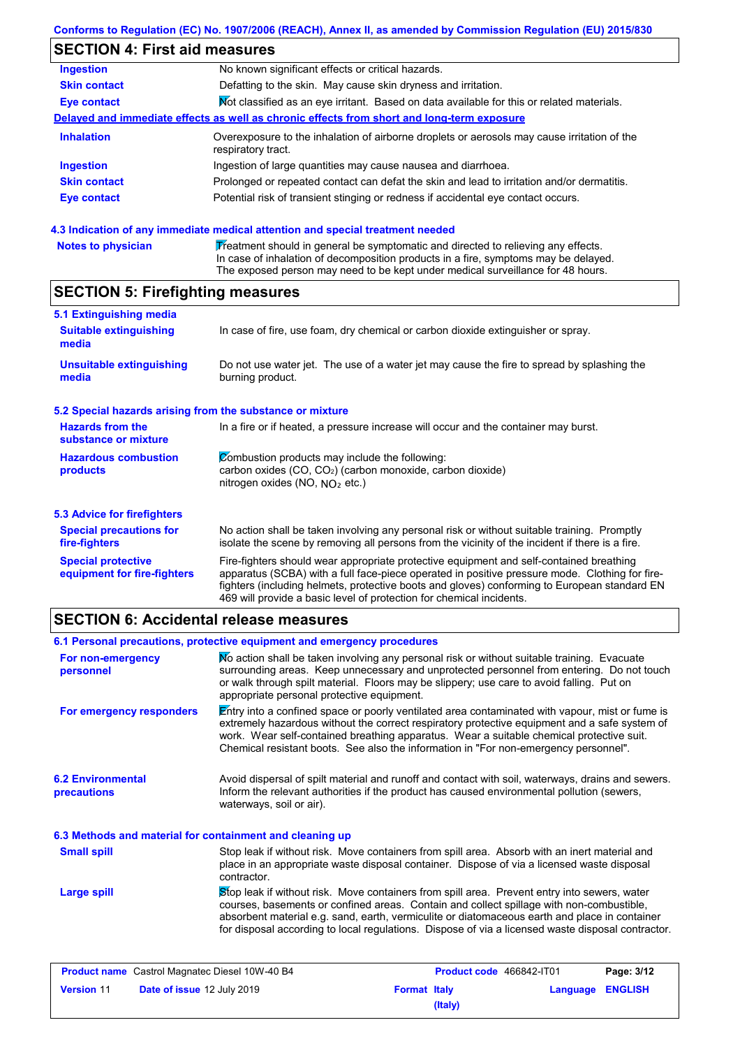## SECTION 4: First aid measures

| | |
|---|---|
| **Ingestion** | No known significant effects or critical hazards. |
| **Skin contact** | Defatting to the skin. May cause skin dryness and irritation. |
| **Eye contact** | Not classified as an eye irritant. Based on data available for this or related materials. |

**Delayed and immediate effects as well as chronic effects from short and long-term exposure**

| | |
|---|---|
| **Inhalation** | Overexposure to the inhalation of airborne droplets or aerosols may cause irritation of the respiratory tract. |
| **Ingestion** | Ingestion of large quantities may cause nausea and diarrhoea. |
| **Skin contact** | Prolonged or repeated contact can defat the skin and lead to irritation and/or dermatitis. |
| **Eye contact** | Potential risk of transient stinging or redness if accidental eye contact occurs. |

### 4.3 Indication of any immediate medical attention and special treatment needed

| | |
|---|---|
| **Notes to physician** | Treatment should in general be symptomatic and directed to relieving any effects. In case of inhalation of decomposition products in a fire, symptoms may be delayed. The exposed person may need to be kept under medical surveillance for 48 hours. |

## SECTION 5: Firefighting measures

### 5.1 Extinguishing media

| | |
|---|---|
| **Suitable extinguishing media** | In case of fire, use foam, dry chemical or carbon dioxide extinguisher or spray. |
| **Unsuitable extinguishing media** | Do not use water jet. The use of a water jet may cause the fire to spread by splashing the burning product. |

### 5.2 Special hazards arising from the substance or mixture

| | |
|---|---|
| **Hazards from the substance or mixture** | In a fire or if heated, a pressure increase will occur and the container may burst. |
| **Hazardous combustion products** | Combustion products may include the following: carbon oxides (CO, $CO_2$) (carbon monoxide, carbon dioxide) nitrogen oxides (NO, $NO_2$ etc.) |

### 5.3 Advice for firefighters

| | |
|---|---|
| **Special precautions for fire-fighters** | No action shall be taken involving any personal risk or without suitable training. Promptly isolate the scene by removing all persons from the vicinity of the incident if there is a fire. |
| **Special protective equipment for fire-fighters** | Fire-fighters should wear appropriate protective equipment and self-contained breathing apparatus (SCBA) with a full face-piece operated in positive pressure mode. Clothing for fire-fighters (including helmets, protective boots and gloves) conforming to European standard EN 469 will provide a basic level of protection for chemical incidents. |

## SECTION 6: Accidental release measures

### 6.1 Personal precautions, protective equipment and emergency procedures

| | |
|---|---|
| **For non-emergency personnel** | No action shall be taken involving any personal risk or without suitable training. Evacuate surrounding areas. Keep unnecessary and unprotected personnel from entering. Do not touch or walk through spilt material. Floors may be slippery; use care to avoid falling. Put on appropriate personal protective equipment. |
| **For emergency responders** | Entry into a confined space or poorly ventilated area contaminated with vapour, mist or fume is extremely hazardous without the correct respiratory protective equipment and a safe system of work. Wear self-contained breathing apparatus. Wear a suitable chemical protective suit. Chemical resistant boots. See also the information in "For non-emergency personnel". |

| | |
|---|---|
| **6.2 Environmental precautions** | Avoid dispersal of spilt material and runoff and contact with soil, waterways, drains and sewers. Inform the relevant authorities if the product has caused environmental pollution (sewers, waterways, soil or air). |

### 6.3 Methods and material for containment and cleaning up

| | |
|---|---|
| **Small spill** | Stop leak if without risk. Move containers from spill area. Absorb with an inert material and place in an appropriate waste disposal container. Dispose of via a licensed waste disposal contractor. |
| **Large spill** | Stop leak if without risk. Move containers from spill area. Prevent entry into sewers, water courses, basements or confined areas. Contain and collect spillage with non-combustible, absorbent material e.g. sand, earth, vermiculite or diatomaceous earth and place in container for disposal according to local regulations. Dispose of via a licensed waste disposal contractor. |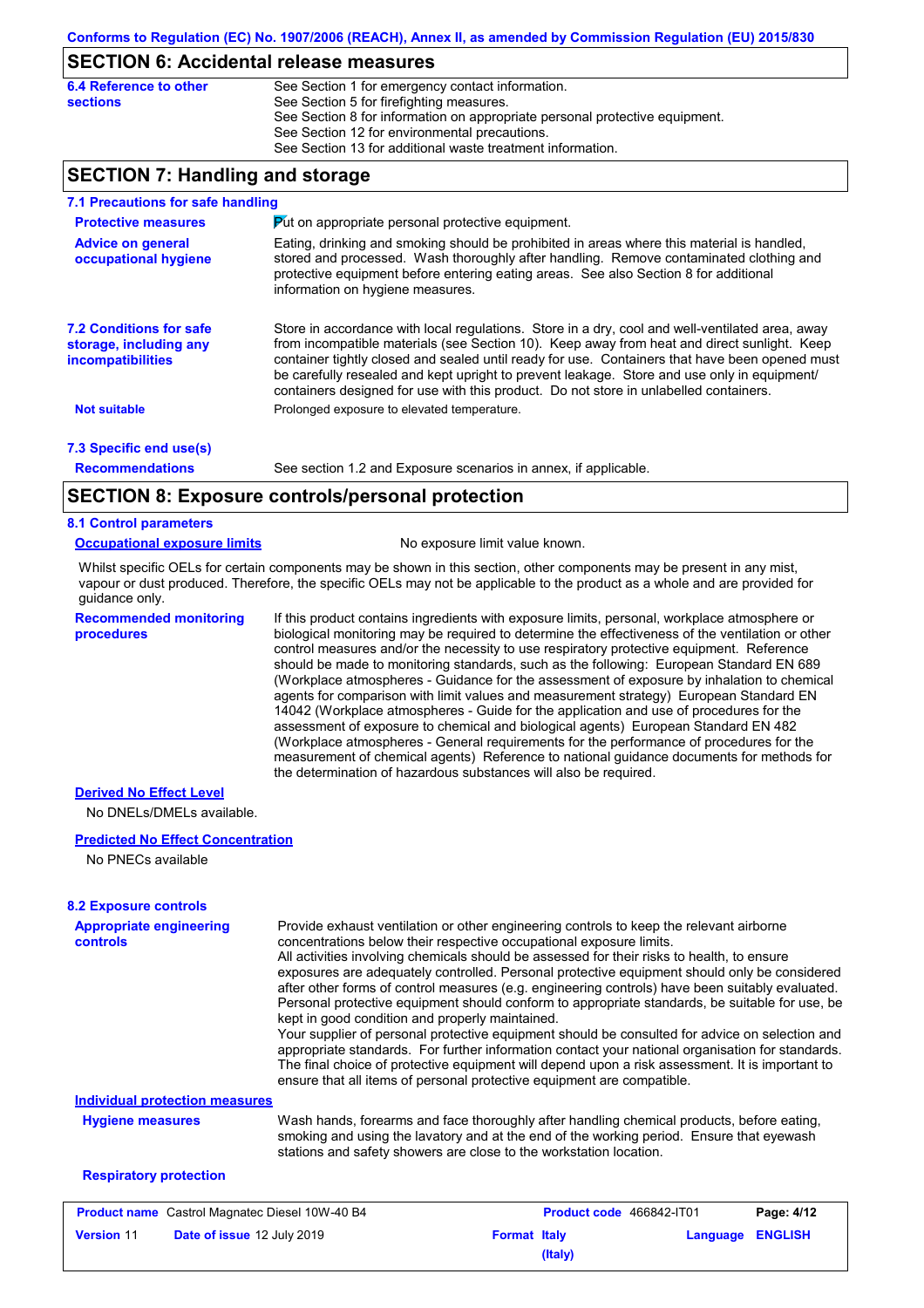## SECTION 6: Accidental release measures

**6.4 Reference to other sections**

See Section 1 for emergency contact information.
See Section 5 for firefighting measures.
See Section 8 for information on appropriate personal protective equipment.
See Section 12 for environmental precautions.
See Section 13 for additional waste treatment information.

## SECTION 7: Handling and storage

### 7.1 Precautions for safe handling

**Protective measures**

Put on appropriate personal protective equipment.

**Advice on general occupational hygiene**

Eating, drinking and smoking should be prohibited in areas where this material is handled, stored and processed. Wash thoroughly after handling. Remove contaminated clothing and protective equipment before entering eating areas. See also Section 8 for additional information on hygiene measures.

### 7.2 Conditions for safe storage, including any incompatibilities

Store in accordance with local regulations. Store in a dry, cool and well-ventilated area, away from incompatible materials (see Section 10). Keep away from heat and direct sunlight. Keep container tightly closed and sealed until ready for use. Containers that have been opened must be carefully resealed and kept upright to prevent leakage. Store and use only in equipment/ containers designed for use with this product. Do not store in unlabelled containers.

**Not suitable**

Prolonged exposure to elevated temperature.

### 7.3 Specific end use(s)

**Recommendations**

See section 1.2 and Exposure scenarios in annex, if applicable.

## SECTION 8: Exposure controls/personal protection

### 8.1 Control parameters

**Occupational exposure limits**

No exposure limit value known.

Whilst specific OELs for certain components may be shown in this section, other components may be present in any mist, vapour or dust produced. Therefore, the specific OELs may not be applicable to the product as a whole and are provided for guidance only.

**Recommended monitoring procedures**

If this product contains ingredients with exposure limits, personal, workplace atmosphere or biological monitoring may be required to determine the effectiveness of the ventilation or other control measures and/or the necessity to use respiratory protective equipment. Reference should be made to monitoring standards, such as the following: European Standard EN 689 (Workplace atmospheres - Guidance for the assessment of exposure by inhalation to chemical agents for comparison with limit values and measurement strategy) European Standard EN 14042 (Workplace atmospheres - Guide for the application and use of procedures for the assessment of exposure to chemical and biological agents) European Standard EN 482 (Workplace atmospheres - General requirements for the performance of procedures for the measurement of chemical agents) Reference to national guidance documents for methods for the determination of hazardous substances will also be required.

**Derived No Effect Level**

No DNELs/DMELs available.

**Predicted No Effect Concentration**

No PNECs available

### 8.2 Exposure controls

**Appropriate engineering controls**

Provide exhaust ventilation or other engineering controls to keep the relevant airborne concentrations below their respective occupational exposure limits.
All activities involving chemicals should be assessed for their risks to health, to ensure exposures are adequately controlled. Personal protective equipment should only be considered after other forms of control measures (e.g. engineering controls) have been suitably evaluated. Personal protective equipment should conform to appropriate standards, be suitable for use, be kept in good condition and properly maintained.
Your supplier of personal protective equipment should be consulted for advice on selection and appropriate standards. For further information contact your national organisation for standards. The final choice of protective equipment will depend upon a risk assessment. It is important to ensure that all items of personal protective equipment are compatible.

**Individual protection measures**

**Hygiene measures**

Wash hands, forearms and face thoroughly after handling chemical products, before eating, smoking and using the lavatory and at the end of the working period. Ensure that eyewash stations and safety showers are close to the workstation location.

**Respiratory protection**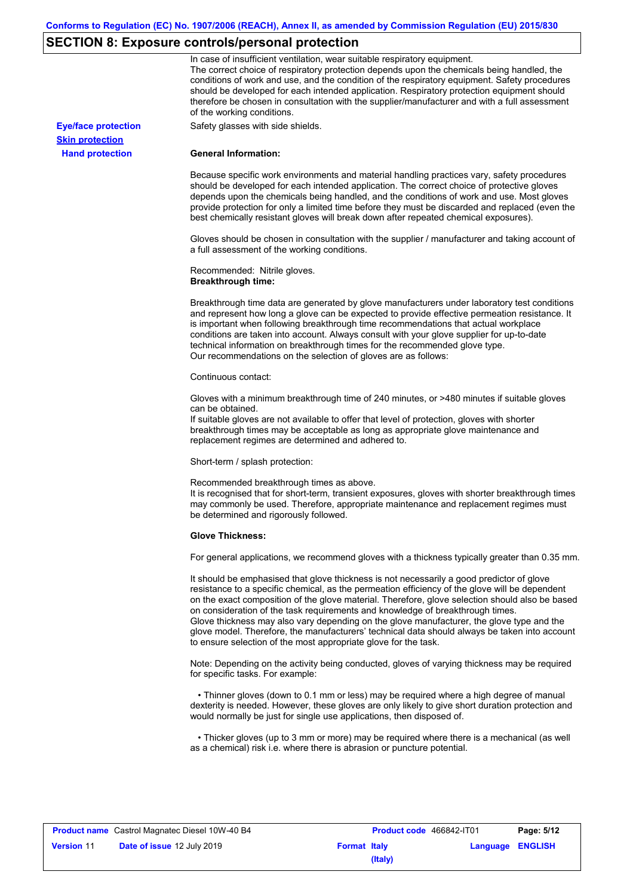## SECTION 8: Exposure controls/personal protection

In case of insufficient ventilation, wear suitable respiratory equipment.
The correct choice of respiratory protection depends upon the chemicals being handled, the conditions of work and use, and the condition of the respiratory equipment. Safety procedures should be developed for each intended application. Respiratory protection equipment should therefore be chosen in consultation with the supplier/manufacturer and with a full assessment of the working conditions.

**Eye/face protection**

Safety glasses with side shields.

**Skin protection**

**Hand protection**

**General Information:**

Because specific work environments and material handling practices vary, safety procedures should be developed for each intended application. The correct choice of protective gloves depends upon the chemicals being handled, and the conditions of work and use. Most gloves provide protection for only a limited time before they must be discarded and replaced (even the best chemically resistant gloves will break down after repeated chemical exposures).

Gloves should be chosen in consultation with the supplier / manufacturer and taking account of a full assessment of the working conditions.

Recommended: Nitrile gloves.
**Breakthrough time:**

Breakthrough time data are generated by glove manufacturers under laboratory test conditions and represent how long a glove can be expected to provide effective permeation resistance. It is important when following breakthrough time recommendations that actual workplace conditions are taken into account. Always consult with your glove supplier for up-to-date technical information on breakthrough times for the recommended glove type.
Our recommendations on the selection of gloves are as follows:

Continuous contact:

Gloves with a minimum breakthrough time of 240 minutes, or >480 minutes if suitable gloves can be obtained.
If suitable gloves are not available to offer that level of protection, gloves with shorter breakthrough times may be acceptable as long as appropriate glove maintenance and replacement regimes are determined and adhered to.

Short-term / splash protection:

Recommended breakthrough times as above.
It is recognised that for short-term, transient exposures, gloves with shorter breakthrough times may commonly be used. Therefore, appropriate maintenance and replacement regimes must be determined and rigorously followed.

**Glove Thickness:**

For general applications, we recommend gloves with a thickness typically greater than 0.35 mm.

It should be emphasised that glove thickness is not necessarily a good predictor of glove resistance to a specific chemical, as the permeation efficiency of the glove will be dependent on the exact composition of the glove material. Therefore, glove selection should also be based on consideration of the task requirements and knowledge of breakthrough times.
Glove thickness may also vary depending on the glove manufacturer, the glove type and the glove model. Therefore, the manufacturers' technical data should always be taken into account to ensure selection of the most appropriate glove for the task.

Note: Depending on the activity being conducted, gloves of varying thickness may be required for specific tasks. For example:

- Thinner gloves (down to 0.1 mm or less) may be required where a high degree of manual dexterity is needed. However, these gloves are only likely to give short duration protection and would normally be just for single use applications, then disposed of.

- Thicker gloves (up to 3 mm or more) may be required where there is a mechanical (as well as a chemical) risk i.e. where there is abrasion or puncture potential.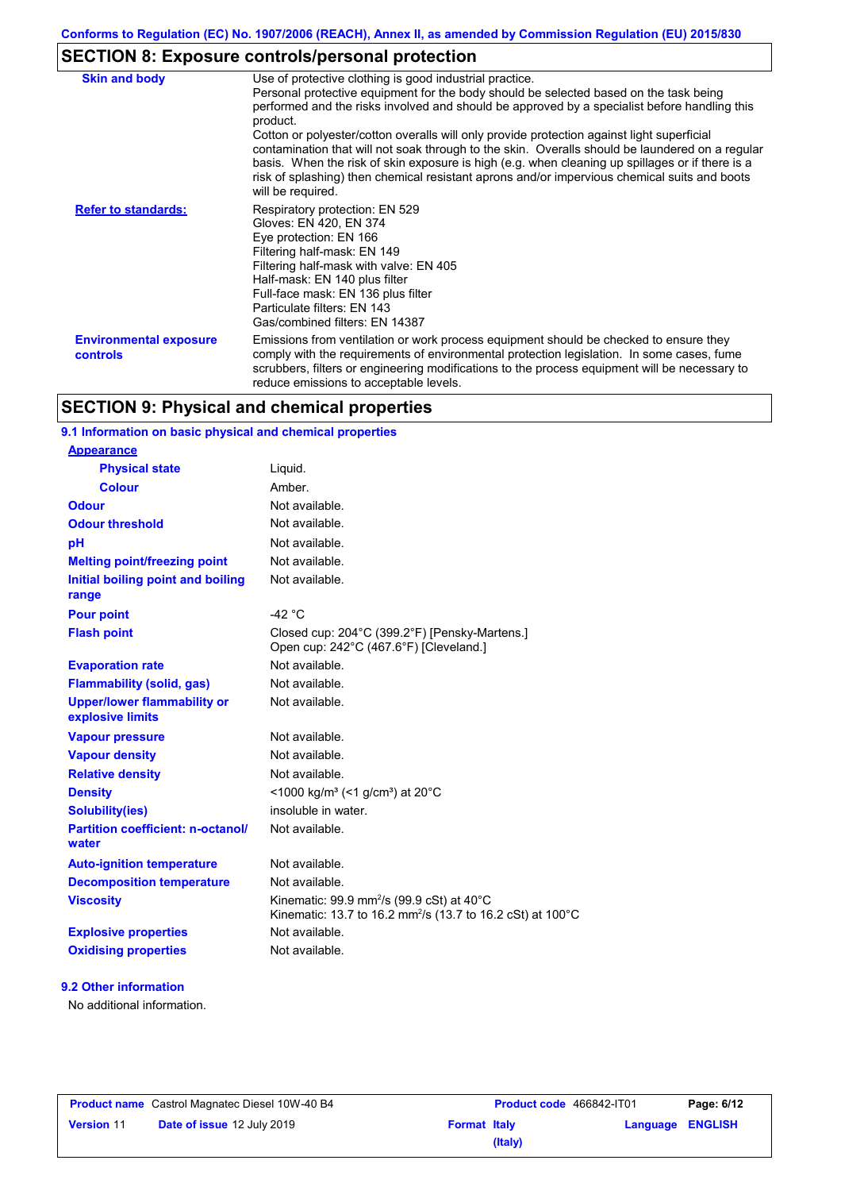## SECTION 8: Exposure controls/personal protection

| | |
|---|---|
| **Skin and body** | Use of protective clothing is good industrial practice.<br>Personal protective equipment for the body should be selected based on the task being performed and the risks involved and should be approved by a specialist before handling this product.<br>Cotton or polyester/cotton overalls will only provide protection against light superficial contamination that will not soak through to the skin. Overalls should be laundered on a regular basis. When the risk of skin exposure is high (e.g. when cleaning up spillages or if there is a risk of splashing) then chemical resistant aprons and/or impervious chemical suits and boots will be required. |
| **Refer to standards:** | Respiratory protection: EN 529<br>Gloves: EN 420, EN 374<br>Eye protection: EN 166<br>Filtering half-mask: EN 149<br>Filtering half-mask with valve: EN 405<br>Half-mask: EN 140 plus filter<br>Full-face mask: EN 136 plus filter<br>Particulate filters: EN 143<br>Gas/combined filters: EN 14387 |
| **Environmental exposure controls** | Emissions from ventilation or work process equipment should be checked to ensure they comply with the requirements of environmental protection legislation. In some cases, fume scrubbers, filters or engineering modifications to the process equipment will be necessary to reduce emissions to acceptable levels. |

## SECTION 9: Physical and chemical properties

### 9.1 Information on basic physical and chemical properties

| | |
|---|---|
| **Appearance** | |
| **Physical state** | Liquid. |
| **Colour** | Amber. |
| **Odour** | Not available. |
| **Odour threshold** | Not available. |
| **pH** | Not available. |
| **Melting point/freezing point** | Not available. |
| **Initial boiling point and boiling range** | Not available. |
| **Pour point** | -42 °C |
| **Flash point** | Closed cup: 204°C (399.2°F) [Pensky-Martens.]<br>Open cup: 242°C (467.6°F) [Cleveland.] |
| **Evaporation rate** | Not available. |
| **Flammability (solid, gas)** | Not available. |
| **Upper/lower flammability or explosive limits** | Not available. |
| **Vapour pressure** | Not available. |
| **Vapour density** | Not available. |
| **Relative density** | Not available. |
| **Density** | <1000 kg/m³ (<1 g/cm³) at 20°C |
| **Solubility(ies)** | insoluble in water. |
| **Partition coefficient: n-octanol/water** | Not available. |
| **Auto-ignition temperature** | Not available. |
| **Decomposition temperature** | Not available. |
| **Viscosity** | Kinematic: 99.9 $mm^2/s$ (99.9 cSt) at 40°C<br>Kinematic: 13.7 to 16.2 $mm^2/s$ (13.7 to 16.2 cSt) at 100°C |
| **Explosive properties** | Not available. |
| **Oxidising properties** | Not available. |

### 9.2 Other information

No additional information.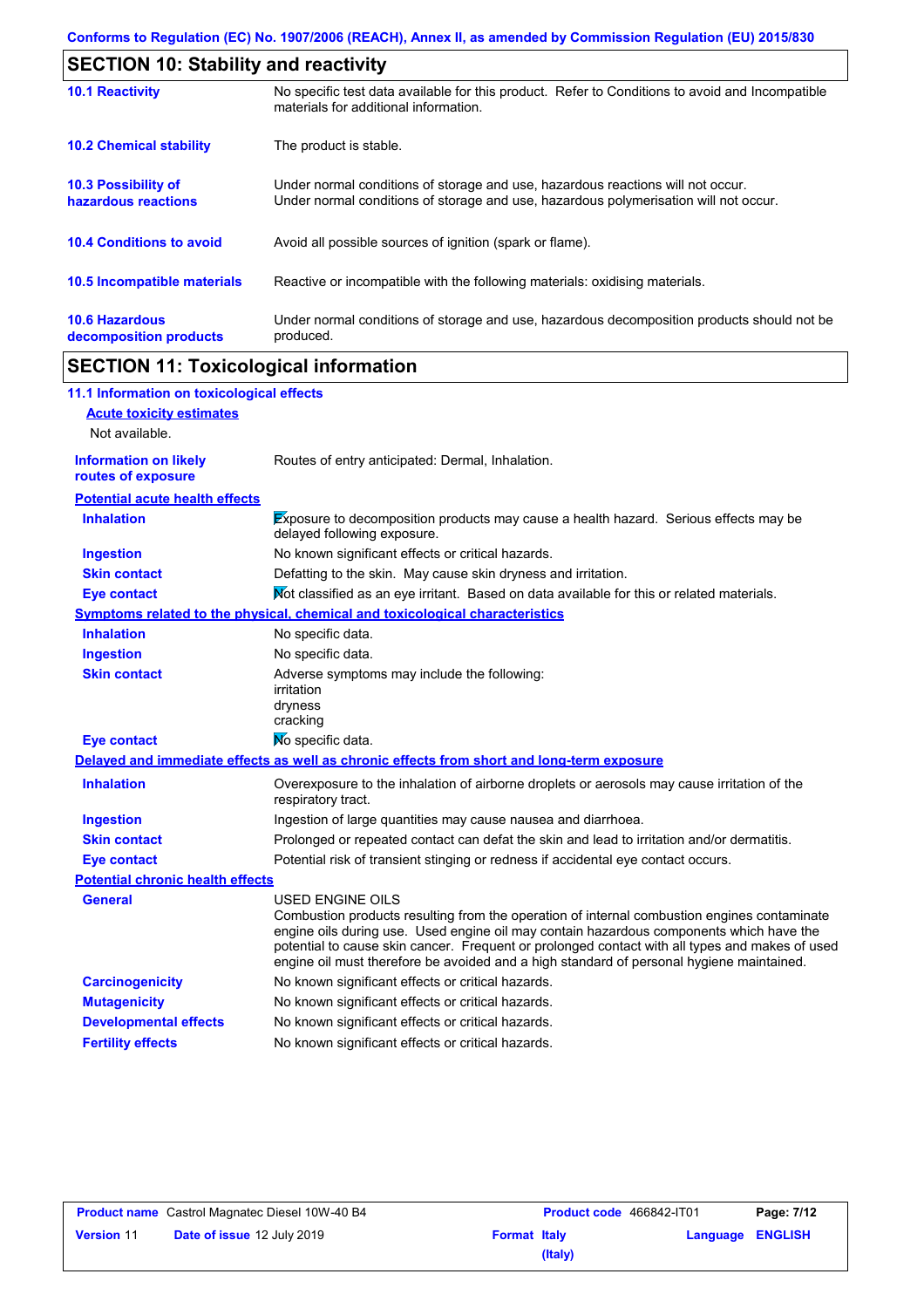Conforms to Regulation (EC) No. 1907/2006 (REACH), Annex II, as amended by Commission Regulation (EU) 2015/830

## SECTION 10: Stability and reactivity

| | |
|---|---|
| **10.1 Reactivity** | No specific test data available for this product. Refer to Conditions to avoid and Incompatible materials for additional information. |
| **10.2 Chemical stability** | The product is stable. |
| **10.3 Possibility of hazardous reactions** | Under normal conditions of storage and use, hazardous reactions will not occur. Under normal conditions of storage and use, hazardous polymerisation will not occur. |
| **10.4 Conditions to avoid** | Avoid all possible sources of ignition (spark or flame). |
| **10.5 Incompatible materials** | Reactive or incompatible with the following materials: oxidising materials. |
| **10.6 Hazardous decomposition products** | Under normal conditions of storage and use, hazardous decomposition products should not be produced. |

## SECTION 11: Toxicological information

### 11.1 Information on toxicological effects

**Acute toxicity estimates**

Not available.

**Information on likely routes of exposure**: Routes of entry anticipated: Dermal, Inhalation.

**Potential acute health effects**

| | |
|---|---|
| **Inhalation** | Exposure to decomposition products may cause a health hazard. Serious effects may be delayed following exposure. |
| **Ingestion** | No known significant effects or critical hazards. |
| **Skin contact** | Defatting to the skin. May cause skin dryness and irritation. |
| **Eye contact** | Not classified as an eye irritant. Based on data available for this or related materials. |

**Symptoms related to the physical, chemical and toxicological characteristics**

| | |
|---|---|
| **Inhalation** | No specific data. |
| **Ingestion** | No specific data. |
| **Skin contact** | Adverse symptoms may include the following: irritation dryness cracking |
| **Eye contact** | No specific data. |

**Delayed and immediate effects as well as chronic effects from short and long-term exposure**

| | |
|---|---|
| **Inhalation** | Overexposure to the inhalation of airborne droplets or aerosols may cause irritation of the respiratory tract. |
| **Ingestion** | Ingestion of large quantities may cause nausea and diarrhoea. |
| **Skin contact** | Prolonged or repeated contact can defat the skin and lead to irritation and/or dermatitis. |
| **Eye contact** | Potential risk of transient stinging or redness if accidental eye contact occurs. |

**Potential chronic health effects**

| | |
|---|---|
| **General** | USED ENGINE OILS Combustion products resulting from the operation of internal combustion engines contaminate engine oils during use. Used engine oil may contain hazardous components which have the potential to cause skin cancer. Frequent or prolonged contact with all types and makes of used engine oil must therefore be avoided and a high standard of personal hygiene maintained. |
| **Carcinogenicity** | No known significant effects or critical hazards. |
| **Mutagenicity** | No known significant effects or critical hazards. |
| **Developmental effects** | No known significant effects or critical hazards. |
| **Fertility effects** | No known significant effects or critical hazards. |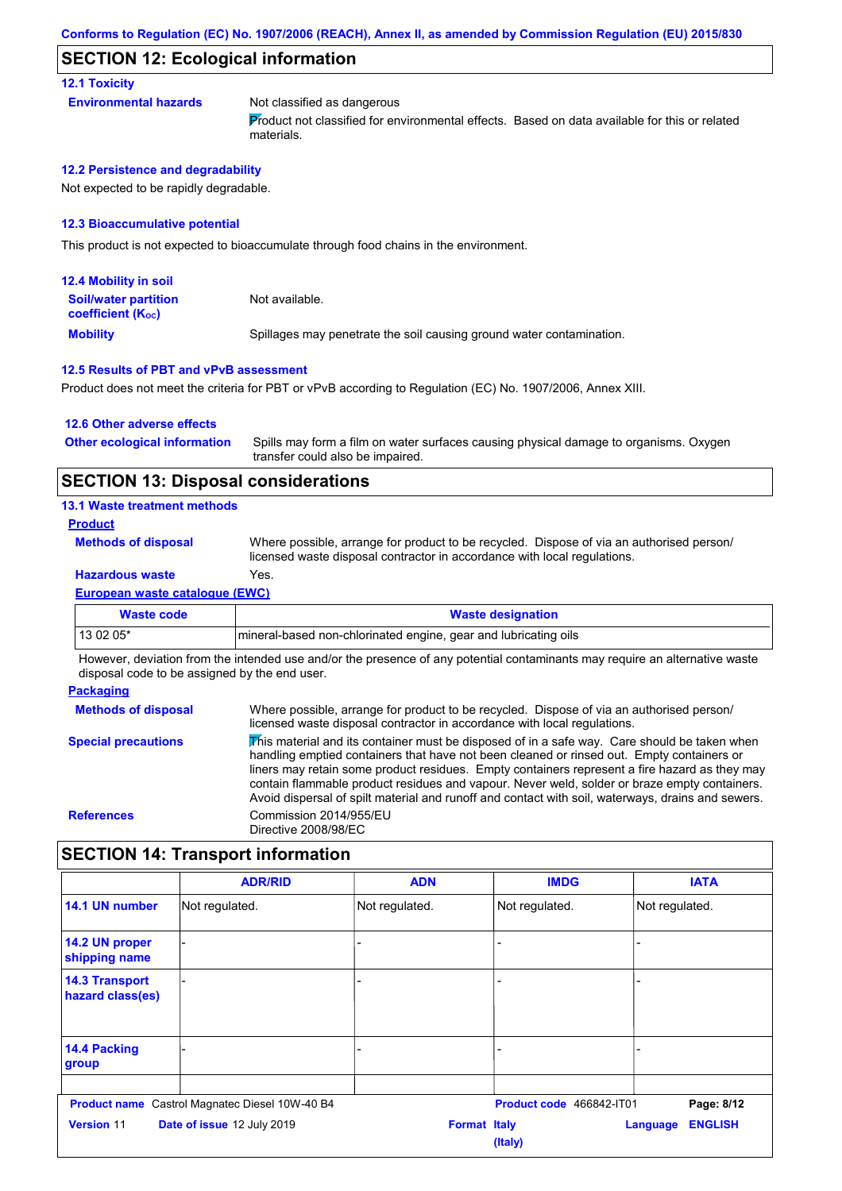## SECTION 12: Ecological information

### 12.1 Toxicity

**Environmental hazards** — Not classified as dangerous

Product not classified for environmental effects. Based on data available for this or related materials.

### 12.2 Persistence and degradability

Not expected to be rapidly degradable.

### 12.3 Bioaccumulative potential

This product is not expected to bioaccumulate through food chains in the environment.

### 12.4 Mobility in soil

**Soil/water partition coefficient ($K_{OC}$)** — Not available.

**Mobility** — Spillages may penetrate the soil causing ground water contamination.

### 12.5 Results of PBT and vPvB assessment

Product does not meet the criteria for PBT or vPvB according to Regulation (EC) No. 1907/2006, Annex XIII.

### 12.6 Other adverse effects

**Other ecological information** — Spills may form a film on water surfaces causing physical damage to organisms. Oxygen transfer could also be impaired.

## SECTION 13: Disposal considerations

### 13.1 Waste treatment methods

**Product**

**Methods of disposal** — Where possible, arrange for product to be recycled. Dispose of via an authorised person/ licensed waste disposal contractor in accordance with local regulations.

**Hazardous waste** — Yes.

**European waste catalogue (EWC)**

| Waste code | Waste designation |
|---|---|
| 13 02 05* | mineral-based non-chlorinated engine, gear and lubricating oils |

However, deviation from the intended use and/or the presence of any potential contaminants may require an alternative waste disposal code to be assigned by the end user.

**Packaging**

**Methods of disposal** — Where possible, arrange for product to be recycled. Dispose of via an authorised person/ licensed waste disposal contractor in accordance with local regulations.

**Special precautions** — This material and its container must be disposed of in a safe way. Care should be taken when handling emptied containers that have not been cleaned or rinsed out. Empty containers or liners may retain some product residues. Empty containers represent a fire hazard as they may contain flammable product residues and vapour. Never weld, solder or braze empty containers. Avoid dispersal of spilt material and runoff and contact with soil, waterways, drains and sewers.

**References** — Commission 2014/955/EU
Directive 2008/98/EC

## SECTION 14: Transport information

| | ADR/RID | ADN | IMDG | IATA |
|---|---|---|---|---|
| 14.1 UN number | Not regulated. | Not regulated. | Not regulated. | Not regulated. |
| 14.2 UN proper shipping name | - | - | - | - |
| 14.3 Transport hazard class(es) | - | - | - | - |
| 14.4 Packing group | - | - | - | - |

**Product name** Castrol Magnatec Diesel 10W-40 B4 | **Product code** 466842-IT01 | **Version** 11 | **Date of issue** 12 July 2019 | **Format** Italy (Italy) | **Language** ENGLISH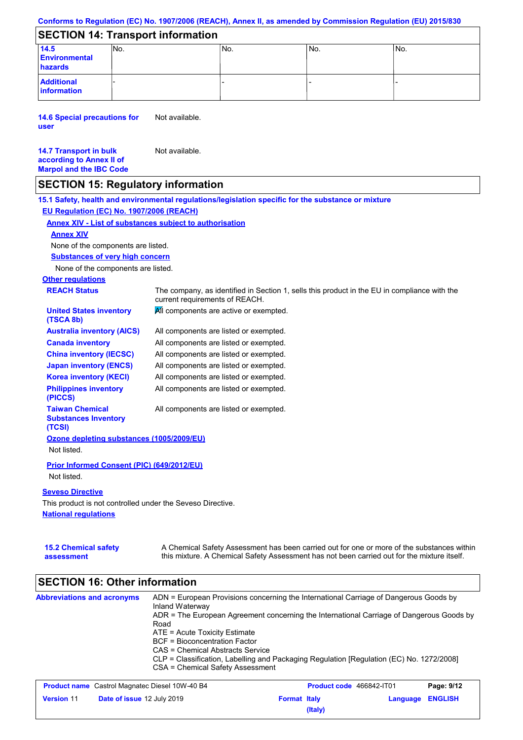Conforms to Regulation (EC) No. 1907/2006 (REACH), Annex II, as amended by Commission Regulation (EU) 2015/830

## SECTION 14: Transport information

| | | | | |
|---|---|---|---|---|
| **14.5 Environmental hazards** | No. | No. | No. | No. |
| **Additional information** | - | - | - | - |

**14.6 Special precautions for user** Not available.

**14.7 Transport in bulk according to Annex II of Marpol and the IBC Code** Not available.

## SECTION 15: Regulatory information

**15.1 Safety, health and environmental regulations/legislation specific for the substance or mixture**

**EU Regulation (EC) No. 1907/2006 (REACH)**

**Annex XIV - List of substances subject to authorisation**

**Annex XIV**

None of the components are listed.

**Substances of very high concern**

None of the components are listed.

**Other regulations**

| | |
|---|---|
| **REACH Status** | The company, as identified in Section 1, sells this product in the EU in compliance with the current requirements of REACH. |
| **United States inventory (TSCA 8b)** | All components are active or exempted. |
| **Australia inventory (AICS)** | All components are listed or exempted. |
| **Canada inventory** | All components are listed or exempted. |
| **China inventory (IECSC)** | All components are listed or exempted. |
| **Japan inventory (ENCS)** | All components are listed or exempted. |
| **Korea inventory (KECI)** | All components are listed or exempted. |
| **Philippines inventory (PICCS)** | All components are listed or exempted. |
| **Taiwan Chemical Substances Inventory (TCSI)** | All components are listed or exempted. |

**Ozone depleting substances (1005/2009/EU)**

Not listed.

**Prior Informed Consent (PIC) (649/2012/EU)**

Not listed.

**Seveso Directive**

This product is not controlled under the Seveso Directive.

**National regulations**

**15.2 Chemical safety assessment** A Chemical Safety Assessment has been carried out for one or more of the substances within this mixture. A Chemical Safety Assessment has not been carried out for the mixture itself.

## SECTION 16: Other information

**Abbreviations and acronyms**

ADN = European Provisions concerning the International Carriage of Dangerous Goods by Inland Waterway
ADR = The European Agreement concerning the International Carriage of Dangerous Goods by Road
ATE = Acute Toxicity Estimate
BCF = Bioconcentration Factor
CAS = Chemical Abstracts Service
CLP = Classification, Labelling and Packaging Regulation [Regulation (EC) No. 1272/2008]
CSA = Chemical Safety Assessment

| | | | |
|---|---|---|---|
| **Product name** Castrol Magnatec Diesel 10W-40 B4 | | **Product code** 466842-IT01 | **Page: 9/12** |
| **Version** 11 | **Date of issue** 12 July 2019 | **Format** Italy (Italy) | **Language** ENGLISH |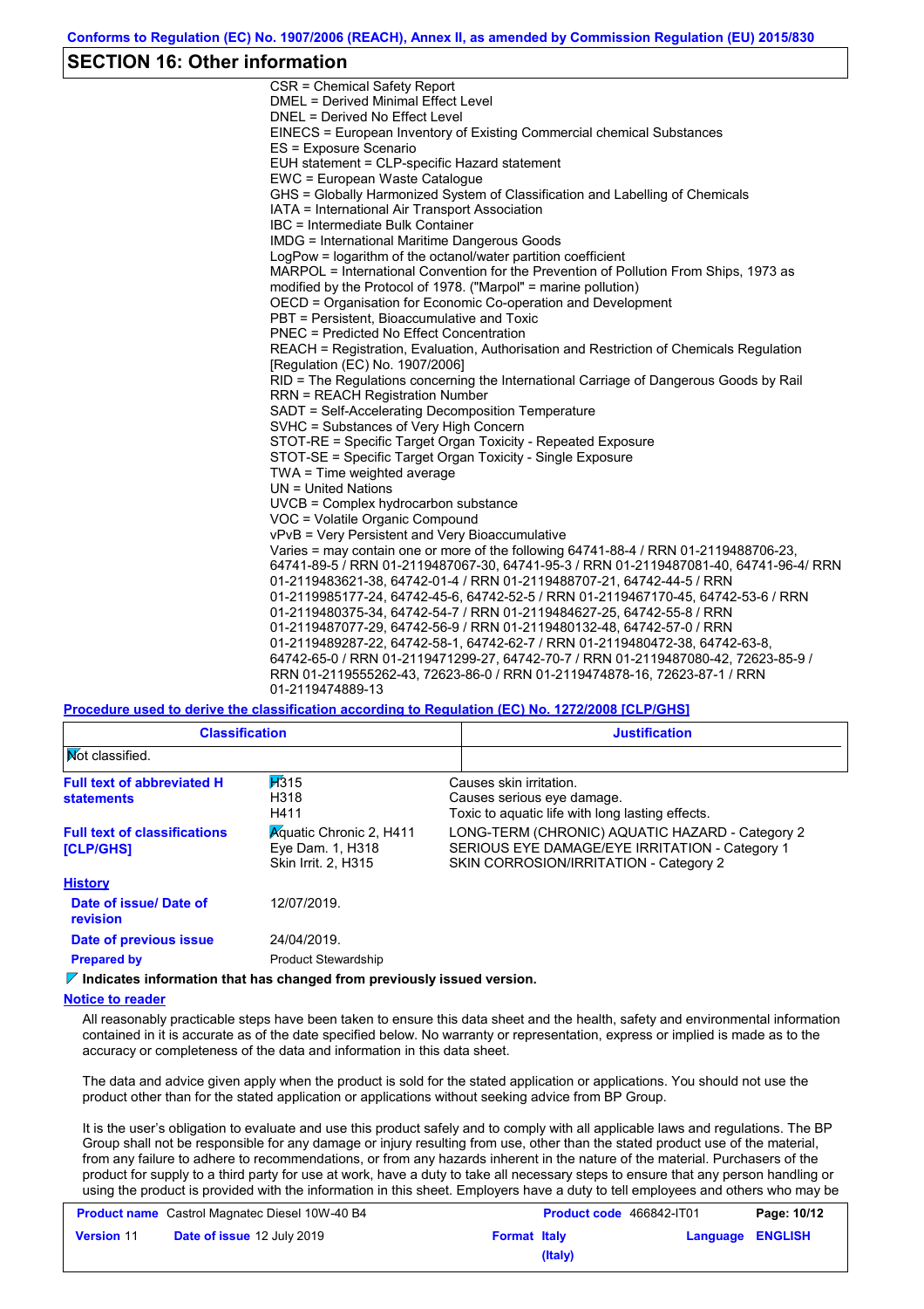## SECTION 16: Other information

CSR = Chemical Safety Report
DMEL = Derived Minimal Effect Level
DNEL = Derived No Effect Level
EINECS = European Inventory of Existing Commercial chemical Substances
ES = Exposure Scenario
EUH statement = CLP-specific Hazard statement
EWC = European Waste Catalogue
GHS = Globally Harmonized System of Classification and Labelling of Chemicals
IATA = International Air Transport Association
IBC = Intermediate Bulk Container
IMDG = International Maritime Dangerous Goods
LogPow = logarithm of the octanol/water partition coefficient
MARPOL = International Convention for the Prevention of Pollution From Ships, 1973 as modified by the Protocol of 1978. ("Marpol" = marine pollution)
OECD = Organisation for Economic Co-operation and Development
PBT = Persistent, Bioaccumulative and Toxic
PNEC = Predicted No Effect Concentration
REACH = Registration, Evaluation, Authorisation and Restriction of Chemicals Regulation [Regulation (EC) No. 1907/2006]
RID = The Regulations concerning the International Carriage of Dangerous Goods by Rail
RRN = REACH Registration Number
SADT = Self-Accelerating Decomposition Temperature
SVHC = Substances of Very High Concern
STOT-RE = Specific Target Organ Toxicity - Repeated Exposure
STOT-SE = Specific Target Organ Toxicity - Single Exposure
TWA = Time weighted average
UN = United Nations
UVCB = Complex hydrocarbon substance
VOC = Volatile Organic Compound
vPvB = Very Persistent and Very Bioaccumulative
Varies = may contain one or more of the following 64741-88-4 / RRN 01-2119488706-23, 64741-89-5 / RRN 01-2119487067-30, 64741-95-3 / RRN 01-2119487081-40, 64741-96-4/ RRN 01-2119483621-38, 64742-01-4 / RRN 01-2119488707-21, 64742-44-5 / RRN 01-2119985177-24, 64742-45-6, 64742-52-5 / RRN 01-2119467170-45, 64742-53-6 / RRN 01-2119480375-34, 64742-54-7 / RRN 01-2119484627-25, 64742-55-8 / RRN 01-2119487077-29, 64742-56-9 / RRN 01-2119480132-48, 64742-57-0 / RRN 01-2119489287-22, 64742-58-1, 64742-62-7 / RRN 01-2119480472-38, 64742-63-8, 64742-65-0 / RRN 01-2119471299-27, 64742-70-7 / RRN 01-2119487080-42, 72623-85-9 / RRN 01-2119555262-43, 72623-86-0 / RRN 01-2119474878-16, 72623-87-1 / RRN 01-2119474889-13

**Procedure used to derive the classification according to Regulation (EC) No. 1272/2008 [CLP/GHS]**

| Classification | Justification |
|---|---|
| Not classified. | |

**Full text of abbreviated H statements**

| | |
|---|---|
| H315 | Causes skin irritation. |
| H318 | Causes serious eye damage. |
| H411 | Toxic to aquatic life with long lasting effects. |

**Full text of classifications [CLP/GHS]**

| | |
|---|---|
| Aquatic Chronic 2, H411 | LONG-TERM (CHRONIC) AQUATIC HAZARD - Category 2 |
| Eye Dam. 1, H318 | SERIOUS EYE DAMAGE/EYE IRRITATION - Category 1 |
| Skin Irrit. 2, H315 | SKIN CORROSION/IRRITATION - Category 2 |

**History**

**Date of issue/ Date of revision:** 12/07/2019.

**Date of previous issue:** 24/04/2019.

**Prepared by:** Product Stewardship

**Indicates information that has changed from previously issued version.**

**Notice to reader**

All reasonably practicable steps have been taken to ensure this data sheet and the health, safety and environmental information contained in it is accurate as of the date specified below. No warranty or representation, express or implied is made as to the accuracy or completeness of the data and information in this data sheet.

The data and advice given apply when the product is sold for the stated application or applications. You should not use the product other than for the stated application or applications without seeking advice from BP Group.

It is the user's obligation to evaluate and use this product safely and to comply with all applicable laws and regulations. The BP Group shall not be responsible for any damage or injury resulting from use, other than the stated product use of the material, from any failure to adhere to recommendations, or from any hazards inherent in the nature of the material. Purchasers of the product for supply to a third party for use at work, have a duty to take all necessary steps to ensure that any person handling or using the product is provided with the information in this sheet. Employers have a duty to tell employees and others who may be

| Product name | Castrol Magnatec Diesel 10W-40 B4 | Product code | 466842-IT01 |
|---|---|---|---|
| Version | 11 | Date of issue | 12 July 2019 |
| Format | Italy (Italy) | Language | ENGLISH |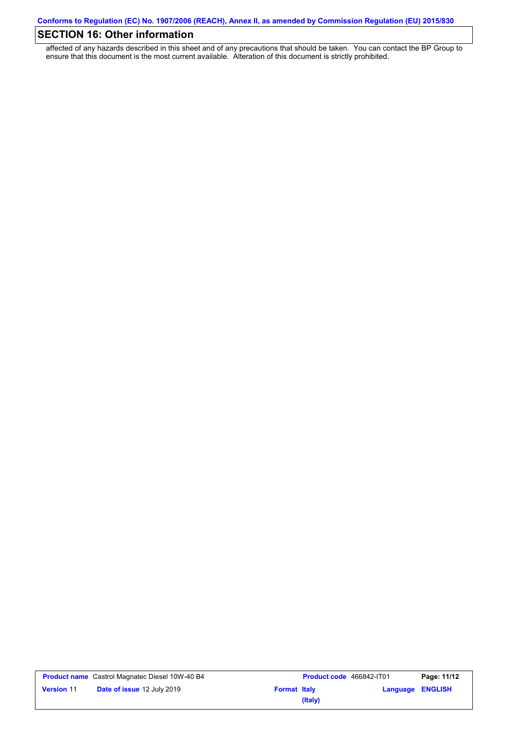## SECTION 16: Other information

affected of any hazards described in this sheet and of any precautions that should be taken. You can contact the BP Group to ensure that this document is the most current available. Alteration of this document is strictly prohibited.